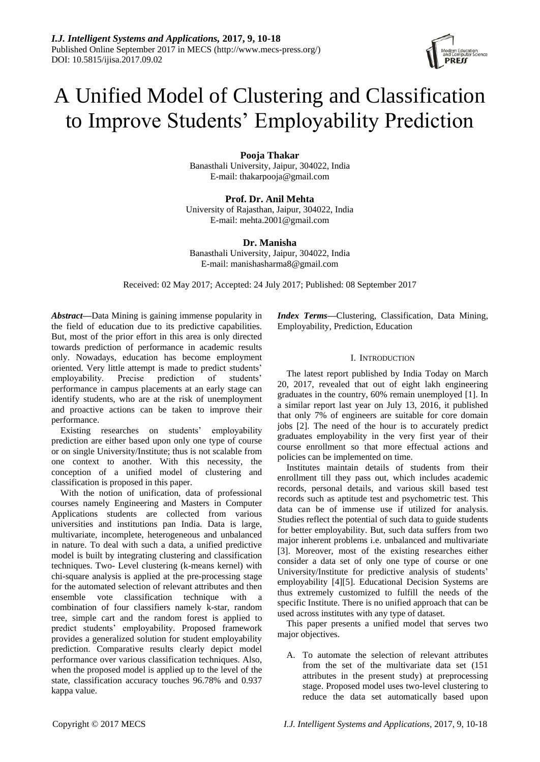# A Unified Model of Clustering and Classification to Improve Students' Employability Prediction

**Pooja Thakar**
Banasthali University, Jaipur, 304022, India
E-mail: thakarpooja@gmail.com

**Prof. Dr. Anil Mehta**
University of Rajasthan, Jaipur, 304022, India
E-mail: mehta.2001@gmail.com

**Dr. Manisha**
Banasthali University, Jaipur, 304022, India
E-mail: manishasharma8@gmail.com

Received: 02 May 2017; Accepted: 24 July 2017; Published: 08 September 2017

***Abstract*—**Data Mining is gaining immense popularity in the field of education due to its predictive capabilities. But, most of the prior effort in this area is only directed towards prediction of performance in academic results only. Nowadays, education has become employment oriented. Very little attempt is made to predict students' employability. Precise prediction of students' performance in campus placements at an early stage can identify students, who are at the risk of unemployment and proactive actions can be taken to improve their performance.

Existing researches on students' employability prediction are either based upon only one type of course or on single University/Institute; thus is not scalable from one context to another. With this necessity, the conception of a unified model of clustering and classification is proposed in this paper.

With the notion of unification, data of professional courses namely Engineering and Masters in Computer Applications students are collected from various universities and institutions pan India. Data is large, multivariate, incomplete, heterogeneous and unbalanced in nature. To deal with such a data, a unified predictive model is built by integrating clustering and classification techniques. Two- Level clustering (k-means kernel) with chi-square analysis is applied at the pre-processing stage for the automated selection of relevant attributes and then ensemble vote classification technique with a combination of four classifiers namely k-star, random tree, simple cart and the random forest is applied to predict students' employability. Proposed framework provides a generalized solution for student employability prediction. Comparative results clearly depict model performance over various classification techniques. Also, when the proposed model is applied up to the level of the state, classification accuracy touches 96.78% and 0.937 kappa value.

***Index Terms*—**Clustering, Classification, Data Mining, Employability, Prediction, Education

## I. Introduction

The latest report published by India Today on March 20, 2017, revealed that out of eight lakh engineering graduates in the country, 60% remain unemployed [1]. In a similar report last year on July 13, 2016, it published that only 7% of engineers are suitable for core domain jobs [2]. The need of the hour is to accurately predict graduates employability in the very first year of their course enrollment so that more effectual actions and policies can be implemented on time.

Institutes maintain details of students from their enrollment till they pass out, which includes academic records, personal details, and various skill based test records such as aptitude test and psychometric test. This data can be of immense use if utilized for analysis. Studies reflect the potential of such data to guide students for better employability. But, such data suffers from two major inherent problems i.e. unbalanced and multivariate [3]. Moreover, most of the existing researches either consider a data set of only one type of course or one University/Institute for predictive analysis of students' employability [4][5]. Educational Decision Systems are thus extremely customized to fulfill the needs of the specific Institute. There is no unified approach that can be used across institutes with any type of dataset.

This paper presents a unified model that serves two major objectives.

A. To automate the selection of relevant attributes from the set of the multivariate data set (151 attributes in the present study) at preprocessing stage. Proposed model uses two-level clustering to reduce the data set automatically based upon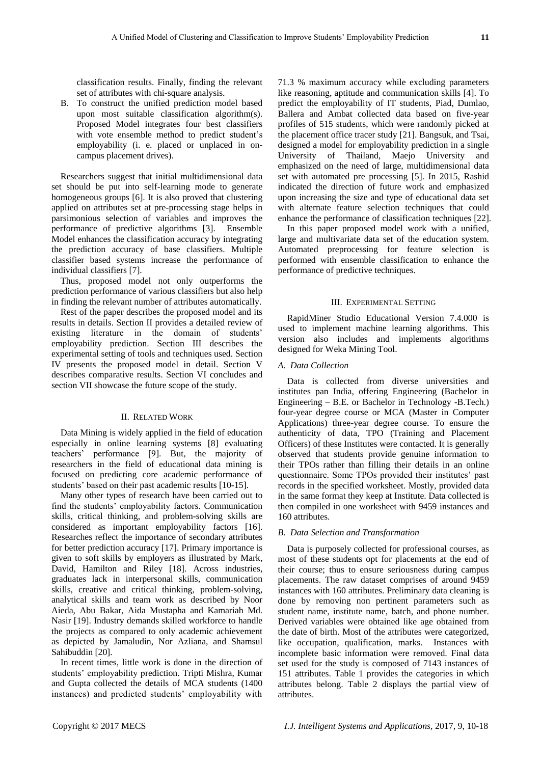classification results. Finally, finding the relevant set of attributes with chi-square analysis.

B. To construct the unified prediction model based upon most suitable classification algorithm(s). Proposed Model integrates four best classifiers with vote ensemble method to predict student's employability (i. e. placed or unplaced in on-campus placement drives).

Researchers suggest that initial multidimensional data set should be put into self-learning mode to generate homogeneous groups [6]. It is also proved that clustering applied on attributes set at pre-processing stage helps in parsimonious selection of variables and improves the performance of predictive algorithms [3]. Ensemble Model enhances the classification accuracy by integrating the prediction accuracy of base classifiers. Multiple classifier based systems increase the performance of individual classifiers [7].

Thus, proposed model not only outperforms the prediction performance of various classifiers but also help in finding the relevant number of attributes automatically.

Rest of the paper describes the proposed model and its results in details. Section II provides a detailed review of existing literature in the domain of students' employability prediction. Section III describes the experimental setting of tools and techniques used. Section IV presents the proposed model in detail. Section V describes comparative results. Section VI concludes and section VII showcase the future scope of the study.

## II. Related Work

Data Mining is widely applied in the field of education especially in online learning systems [8] evaluating teachers' performance [9]. But, the majority of researchers in the field of educational data mining is focused on predicting core academic performance of students' based on their past academic results [10-15].

Many other types of research have been carried out to find the students' employability factors. Communication skills, critical thinking, and problem-solving skills are considered as important employability factors [16]. Researches reflect the importance of secondary attributes for better prediction accuracy [17]. Primary importance is given to soft skills by employers as illustrated by Mark, David, Hamilton and Riley [18]. Across industries, graduates lack in interpersonal skills, communication skills, creative and critical thinking, problem-solving, analytical skills and team work as described by Noor Aieda, Abu Bakar, Aida Mustapha and Kamariah Md. Nasir [19]. Industry demands skilled workforce to handle the projects as compared to only academic achievement as depicted by Jamaludin, Nor Azliana, and Shamsul Sahibuddin [20].

In recent times, little work is done in the direction of students' employability prediction. Tripti Mishra, Kumar and Gupta collected the details of MCA students (1400 instances) and predicted students' employability with 71.3 % maximum accuracy while excluding parameters like reasoning, aptitude and communication skills [4]. To predict the employability of IT students, Piad, Dumlao, Ballera and Ambat collected data based on five-year profiles of 515 students, which were randomly picked at the placement office tracer study [21]. Bangsuk, and Tsai, designed a model for employability prediction in a single University of Thailand, Maejo University and emphasized on the need of large, multidimensional data set with automated pre processing [5]. In 2015, Rashid indicated the direction of future work and emphasized upon increasing the size and type of educational data set with alternate feature selection techniques that could enhance the performance of classification techniques [22].

In this paper proposed model work with a unified, large and multivariate data set of the education system. Automated preprocessing for feature selection is performed with ensemble classification to enhance the performance of predictive techniques.

## III. Experimental Setting

RapidMiner Studio Educational Version 7.4.000 is used to implement machine learning algorithms. This version also includes and implements algorithms designed for Weka Mining Tool.

### *A. Data Collection*

Data is collected from diverse universities and institutes pan India, offering Engineering (Bachelor in Engineering – B.E. or Bachelor in Technology -B.Tech.) four-year degree course or MCA (Master in Computer Applications) three-year degree course. To ensure the authenticity of data, TPO (Training and Placement Officers) of these Institutes were contacted. It is generally observed that students provide genuine information to their TPOs rather than filling their details in an online questionnaire. Some TPOs provided their institutes' past records in the specified worksheet. Mostly, provided data in the same format they keep at Institute. Data collected is then compiled in one worksheet with 9459 instances and 160 attributes.

### *B. Data Selection and Transformation*

Data is purposely collected for professional courses, as most of these students opt for placements at the end of their course; thus to ensure seriousness during campus placements. The raw dataset comprises of around 9459 instances with 160 attributes. Preliminary data cleaning is done by removing non pertinent parameters such as student name, institute name, batch, and phone number. Derived variables were obtained like age obtained from the date of birth. Most of the attributes were categorized, like occupation, qualification, marks. Instances with incomplete basic information were removed. Final data set used for the study is composed of 7143 instances of 151 attributes. Table 1 provides the categories in which attributes belong. Table 2 displays the partial view of attributes.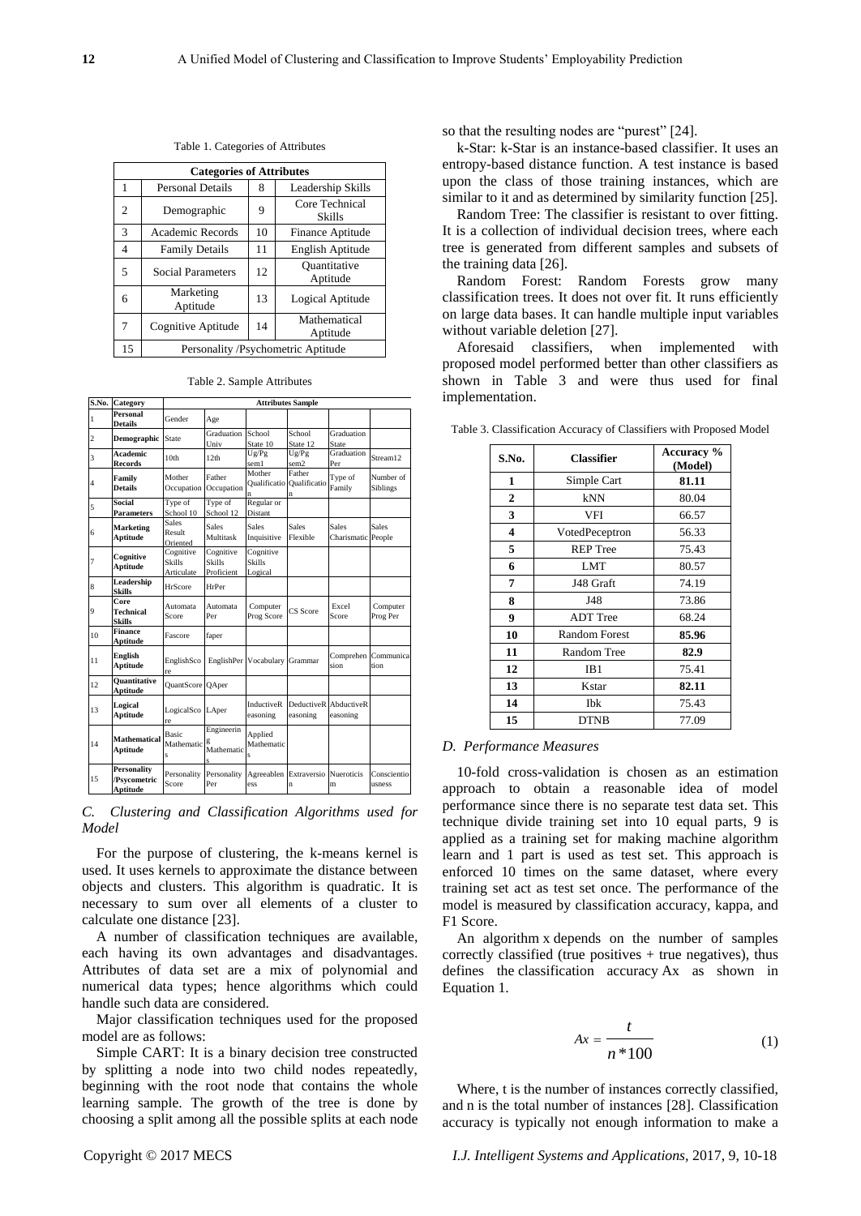Table 1. Categories of Attributes

| Categories of Attributes | | | |
|---|---|---|---|
| 1 | Personal Details | 8 | Leadership Skills |
| 2 | Demographic | 9 | Core Technical Skills |
| 3 | Academic Records | 10 | Finance Aptitude |
| 4 | Family Details | 11 | English Aptitude |
| 5 | Social Parameters | 12 | Quantitative Aptitude |
| 6 | Marketing Aptitude | 13 | Logical Aptitude |
| 7 | Cognitive Aptitude | 14 | Mathematical Aptitude |
| 15 | Personality /Psychometric Aptitude | | |

Table 2. Sample Attributes

| S.No. | Category | Attributes Sample | | | | | |
|---|---|---|---|---|---|---|---|
| 1 | **Personal Details** | Gender | Age | | | | |
| 2 | **Demographic** | State | Graduation Univ | School State 10 | School State 12 | Graduation State | |
| 3 | **Academic Records** | 10th | 12th | Ug/Pg sem1 | Ug/Pg sem2 | Graduation Per | Stream12 |
| 4 | **Family Details** | Mother Occupation | Father Occupation | Mother Qualification | Father Qualification | Type of Family | Number of Siblings |
| 5 | **Social Parameters** | Type of School 10 | Type of School 12 | Regular or Distant | | | |
| 6 | **Marketing Aptitude** | Sales Result Oriented | Sales Multitask | Sales Inquisitive | Sales Flexible | Sales Charismatic | Sales People |
| 7 | **Cognitive Aptitude** | Cognitive Skills Articulate | Cognitive Skills Proficient | Cognitive Skills Logical | | | |
| 8 | **Leadership Skills** | HrScore | HrPer | | | | |
| 9 | **Core Technical Skills** | Automata Score | Automata Per | Computer Prog Score | CS Score | Excel Score | Computer Prog Per |
| 10 | **Finance Aptitude** | Fascore | faper | | | | |
| 11 | **English Aptitude** | EnglishScore | EnglishPer | Vocabulary | Grammar | Comprehension | Communication |
| 12 | **Quantitative Aptitude** | QuantScore | QAper | | | | |
| 13 | **Logical Aptitude** | LogicalScore | LAper | InductiveReasoning | DeductiveReasoning | AbductiveReasoning | |
| 14 | **Mathematical Aptitude** | Basic Mathematics | Engineering Mathematics | Applied Mathematics | | | |
| 15 | **Personality /Psycometric Aptitude** | Personality Score | Personality Per | Agreeableness | Extraversion | Nueroticism | Conscientiousness |

### *C. Clustering and Classification Algorithms used for Model*

For the purpose of clustering, the k-means kernel is used. It uses kernels to approximate the distance between objects and clusters. This algorithm is quadratic. It is necessary to sum over all elements of a cluster to calculate one distance [23].

A number of classification techniques are available, each having its own advantages and disadvantages. Attributes of data set are a mix of polynomial and numerical data types; hence algorithms which could handle such data are considered.

Major classification techniques used for the proposed model are as follows:

Simple CART: It is a binary decision tree constructed by splitting a node into two child nodes repeatedly, beginning with the root node that contains the whole learning sample. The growth of the tree is done by choosing a split among all the possible splits at each node so that the resulting nodes are "purest" [24].

k-Star: k-Star is an instance-based classifier. It uses an entropy-based distance function. A test instance is based upon the class of those training instances, which are similar to it and as determined by similarity function [25].

Random Tree: The classifier is resistant to over fitting. It is a collection of individual decision trees, where each tree is generated from different samples and subsets of the training data [26].

Random Forest: Random Forests grow many classification trees. It does not over fit. It runs efficiently on large data bases. It can handle multiple input variables without variable deletion [27].

Aforesaid classifiers, when implemented with proposed model performed better than other classifiers as shown in Table 3 and were thus used for final implementation.

Table 3. Classification Accuracy of Classifiers with Proposed Model

| S.No. | Classifier | Accuracy % (Model) |
|---|---|---|
| 1 | Simple Cart | **81.11** |
| 2 | kNN | 80.04 |
| 3 | VFI | 66.57 |
| 4 | VotedPeceptron | 56.33 |
| 5 | REP Tree | 75.43 |
| 6 | LMT | 80.57 |
| 7 | J48 Graft | 74.19 |
| 8 | J48 | 73.86 |
| 9 | ADT Tree | 68.24 |
| 10 | Random Forest | **85.96** |
| 11 | Random Tree | **82.9** |
| 12 | IB1 | 75.41 |
| 13 | Kstar | **82.11** |
| 14 | Ibk | 75.43 |
| 15 | DTNB | 77.09 |

### *D. Performance Measures*

10-fold cross-validation is chosen as an estimation approach to obtain a reasonable idea of model performance since there is no separate test data set. This technique divide training set into 10 equal parts, 9 is applied as a training set for making machine algorithm learn and 1 part is used as test set. This approach is enforced 10 times on the same dataset, where every training set act as test set once. The performance of the model is measured by classification accuracy, kappa, and F1 Score.

An algorithm x depends on the number of samples correctly classified (true positives + true negatives), thus defines the classification accuracy Ax as shown in Equation 1.

$$Ax = \frac{t}{n*100} \quad (1)$$

Where, t is the number of instances correctly classified, and n is the total number of instances [28]. Classification accuracy is typically not enough information to make a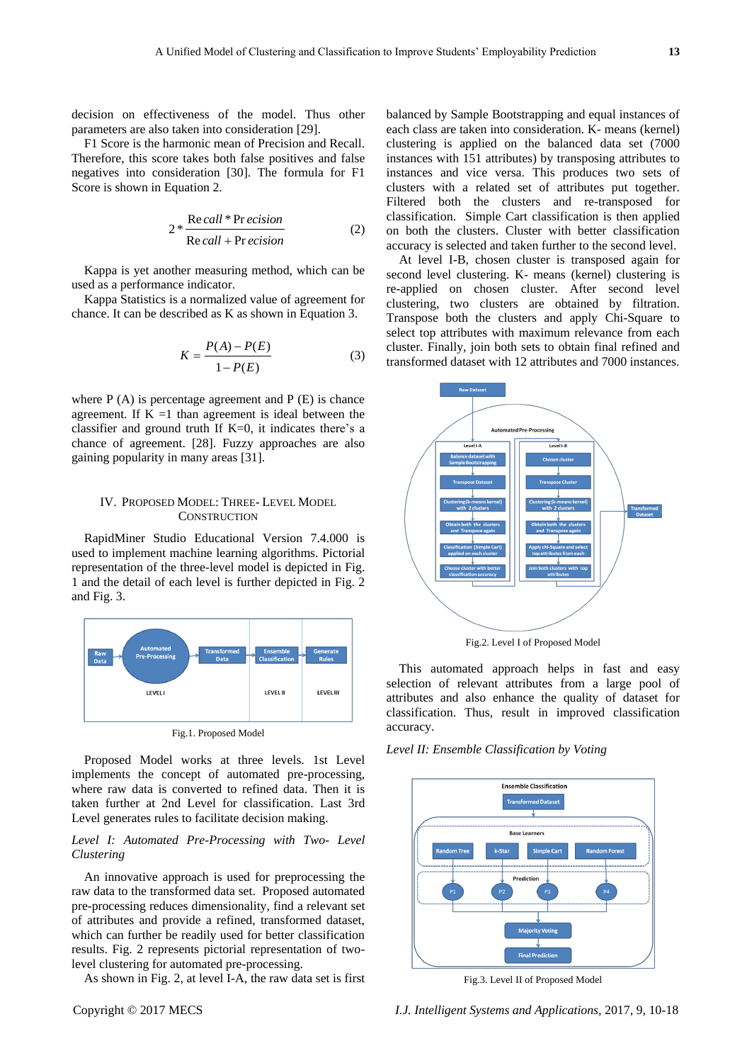decision on effectiveness of the model. Thus other parameters are also taken into consideration [29].

F1 Score is the harmonic mean of Precision and Recall. Therefore, this score takes both false positives and false negatives into consideration [30]. The formula for F1 Score is shown in Equation 2.

$$2 * \frac{Recall * Precision}{Recall + Precision} \tag{2}$$

Kappa is yet another measuring method, which can be used as a performance indicator.

Kappa Statistics is a normalized value of agreement for chance. It can be described as K as shown in Equation 3.

$$K = \frac{P(A) - P(E)}{1 - P(E)} \tag{3}$$

where P (A) is percentage agreement and P (E) is chance agreement. If K =1 than agreement is ideal between the classifier and ground truth If K=0, it indicates there's a chance of agreement. [28]. Fuzzy approaches are also gaining popularity in many areas [31].

## IV. Proposed Model: Three- Level Model Construction

RapidMiner Studio Educational Version 7.4.000 is used to implement machine learning algorithms. Pictorial representation of the three-level model is depicted in Fig. 1 and the detail of each level is further depicted in Fig. 2 and Fig. 3.

Fig.1. Proposed Model

Proposed Model works at three levels. 1st Level implements the concept of automated pre-processing, where raw data is converted to refined data. Then it is taken further at 2nd Level for classification. Last 3rd Level generates rules to facilitate decision making.

*Level I: Automated Pre-Processing with Two- Level Clustering*

An innovative approach is used for preprocessing the raw data to the transformed data set. Proposed automated pre-processing reduces dimensionality, find a relevant set of attributes and provide a refined, transformed dataset, which can further be used for better classification results. Fig. 2 represents pictorial representation of two-level clustering for automated pre-processing.

As shown in Fig. 2, at level I-A, the raw data set is first balanced by Sample Bootstrapping and equal instances of each class are taken into consideration. K- means (kernel) clustering is applied on the balanced data set (7000 instances with 151 attributes) by transposing attributes to instances and vice versa. This produces two sets of clusters with a related set of attributes put together. Filtered both the clusters and re-transposed for classification. Simple Cart classification is then applied on both the clusters. Cluster with better classification accuracy is selected and taken further to the second level.

At level I-B, chosen cluster is transposed again for second level clustering. K- means (kernel) clustering is re-applied on chosen cluster. After second level clustering, two clusters are obtained by filtration. Transpose both the clusters and apply Chi-Square to select top attributes with maximum relevance from each cluster. Finally, join both sets to obtain final refined and transformed dataset with 12 attributes and 7000 instances.

Fig.2. Level I of Proposed Model

This automated approach helps in fast and easy selection of relevant attributes from a large pool of attributes and also enhance the quality of dataset for classification. Thus, result in improved classification accuracy.

*Level II: Ensemble Classification by Voting*

Fig.3. Level II of Proposed Model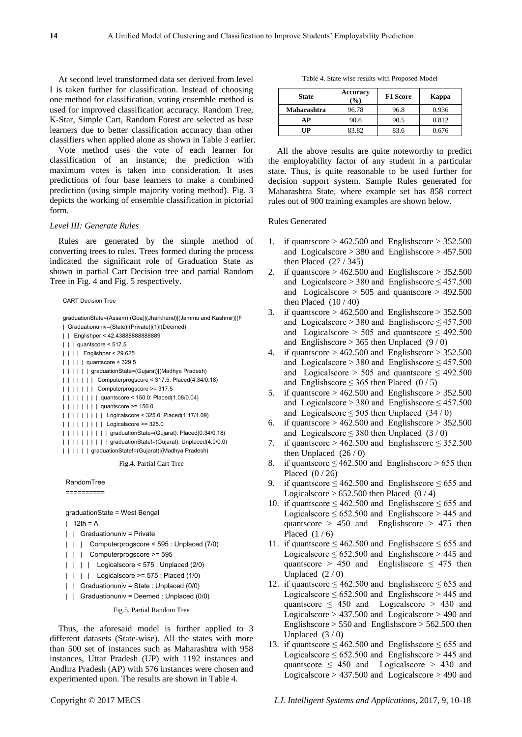At second level transformed data set derived from level I is taken further for classification. Instead of choosing one method for classification, voting ensemble method is used for improved classification accuracy. Random Tree, K-Star, Simple Cart, Random Forest are selected as base learners due to better classification accuracy than other classifiers when applied alone as shown in Table 3 earlier.

Vote method uses the vote of each learner for classification of an instance; the prediction with maximum votes is taken into consideration. It uses predictions of four base learners to make a combined prediction (using simple majority voting method). Fig. 3 depicts the working of ensemble classification in pictorial form.

*Level III: Generate Rules*

Rules are generated by the simple method of converting trees to rules. Trees formed during the process indicated the significant role of Graduation State as shown in partial Cart Decision tree and partial Random Tree in Fig. 4 and Fig. 5 respectively.

```
CART Decision Tree

graduationState=(Assam)|(Goa)|(Jharkhand)|(Jammu and Kashmir)|(F
| Graduationuniv=(State)|(Private)|(1)|(Deemed)
| | Englishper < 42.43888888888889
| | | quantscore < 517.5
| | | | Englishper < 29.625
| | | | | quantscore < 329.5
| | | | | | graduationState=(Gujarat)|(Madhya Pradesh)
| | | | | | | Computerprogscore < 317.5: Placed(4.34/0.18)
| | | | | | | Computerprogscore >= 317.5
| | | | | | | | quantscore < 150.0: Placed(1.08/0.04)
| | | | | | | | quantscore >= 150.0
| | | | | | | | | Logicalscore < 325.0: Placed(1.17/1.09)
| | | | | | | | | Logicalscore >= 325.0
| | | | | | | | | | graduationState=(Gujarat): Placed(0.34/0.18)
| | | | | | | | | | graduationState!=(Gujarat): Unplaced(4.0/0.0)
| | | | | | graduationState!=(Gujarat)|(Madhya Pradesh)
```

Fig.4. Partial Cart Tree

```
RandomTree
==========

graduationState = West Bengal
| 12th = A
| | Graduationuniv = Private
| | | Computerprogscore < 595 : Unplaced (7/0)
| | | Computerprogscore >= 595
| | | | Logicalscore < 575 : Unplaced (2/0)
| | | | Logicalscore >= 575 : Placed (1/0)
| | Graduationuniv = State : Unplaced (0/0)
| | Graduationuniv = Deemed : Unplaced (0/0)
```

Fig.5. Partial Random Tree

Thus, the aforesaid model is further applied to 3 different datasets (State-wise). All the states with more than 500 set of instances such as Maharashtra with 958 instances, Uttar Pradesh (UP) with 1192 instances and Andhra Pradesh (AP) with 576 instances were chosen and experimented upon. The results are shown in Table 4.

Table 4. State wise results with Proposed Model

| State | Accuracy (%) | F1 Score | Kappa |
|---|---|---|---|
| **Maharashtra** | 96.78 | 96.8 | 0.936 |
| **AP** | 90.6 | 90.5 | 0.812 |
| **UP** | 83.82 | 83.6 | 0.676 |

All the above results are quite noteworthy to predict the employability factor of any student in a particular state. Thus, is quite reasonable to be used further for decision support system. Sample Rules generated for Maharashtra State, where example set has 858 correct rules out of 900 training examples are shown below.

Rules Generated

1. if quantscore > 462.500 and Englishscore > 352.500 and Logicalscore > 380 and Englishscore > 457.500 then Placed (27 / 345)
2. if quantscore > 462.500 and Englishscore > 352.500 and Logicalscore > 380 and Englishscore ≤ 457.500 and Logicalscore > 505 and quantscore > 492.500 then Placed (10 / 40)
3. if quantscore > 462.500 and Englishscore > 352.500 and Logicalscore > 380 and Englishscore ≤ 457.500 and Logicalscore > 505 and quantscore ≤ 492.500 and Englishscore > 365 then Unplaced (9 / 0)
4. if quantscore > 462.500 and Englishscore > 352.500 and Logicalscore > 380 and Englishscore ≤ 457.500 and Logicalscore > 505 and quantscore ≤ 492.500 and Englishscore ≤ 365 then Placed (0 / 5)
5. if quantscore > 462.500 and Englishscore > 352.500 and Logicalscore > 380 and Englishscore ≤ 457.500 and Logicalscore ≤ 505 then Unplaced (34 / 0)
6. if quantscore > 462.500 and Englishscore > 352.500 and Logicalscore ≤ 380 then Unplaced (3 / 0)
7. if quantscore > 462.500 and Englishscore ≤ 352.500 then Unplaced (26 / 0)
8. if quantscore ≤ 462.500 and Englishscore > 655 then Placed (0 / 26)
9. if quantscore ≤ 462.500 and Englishscore ≤ 655 and Logicalscore > 652.500 then Placed (0 / 4)
10. if quantscore ≤ 462.500 and Englishscore ≤ 655 and Logicalscore ≤ 652.500 and Englishscore > 445 and quantscore > 450 and Englishscore > 475 then Placed (1 / 6)
11. if quantscore ≤ 462.500 and Englishscore ≤ 655 and Logicalscore ≤ 652.500 and Englishscore > 445 and quantscore > 450 and Englishscore ≤ 475 then Unplaced (2 / 0)
12. if quantscore ≤ 462.500 and Englishscore ≤ 655 and Logicalscore ≤ 652.500 and Englishscore > 445 and quantscore ≤ 450 and Logicalscore > 430 and Logicalscore > 437.500 and Logicalscore > 490 and Englishscore > 550 and Englishscore > 562.500 then Unplaced (3 / 0)
13. if quantscore ≤ 462.500 and Englishscore ≤ 655 and Logicalscore ≤ 652.500 and Englishscore > 445 and quantscore ≤ 450 and Logicalscore > 430 and Logicalscore > 437.500 and Logicalscore > 490 and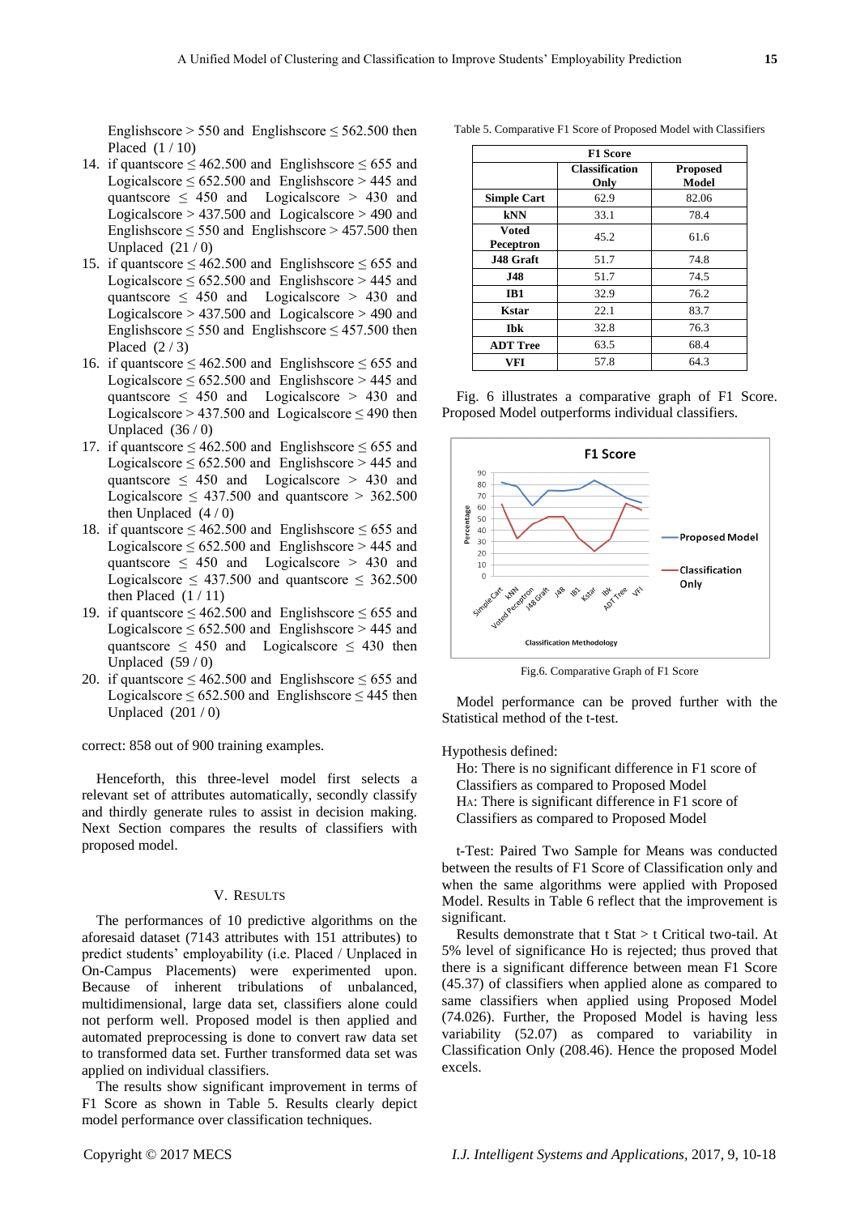Englishscore > 550 and Englishscore ≤ 562.500 then Placed (1 / 10)

14. if quantscore ≤ 462.500 and Englishscore ≤ 655 and Logicalscore ≤ 652.500 and Englishscore > 445 and quantscore ≤ 450 and Logicalscore > 430 and Logicalscore > 437.500 and Logicalscore > 490 and Englishscore ≤ 550 and Englishscore > 457.500 then Unplaced (21 / 0)
15. if quantscore ≤ 462.500 and Englishscore ≤ 655 and Logicalscore ≤ 652.500 and Englishscore > 445 and quantscore ≤ 450 and Logicalscore > 430 and Logicalscore > 437.500 and Logicalscore > 490 and Englishscore ≤ 550 and Englishscore ≤ 457.500 then Placed (2 / 3)
16. if quantscore ≤ 462.500 and Englishscore ≤ 655 and Logicalscore ≤ 652.500 and Englishscore > 445 and quantscore ≤ 450 and Logicalscore > 430 and Logicalscore > 437.500 and Logicalscore ≤ 490 then Unplaced (36 / 0)
17. if quantscore ≤ 462.500 and Englishscore ≤ 655 and Logicalscore ≤ 652.500 and Englishscore > 445 and quantscore ≤ 450 and Logicalscore > 430 and Logicalscore ≤ 437.500 and quantscore > 362.500 then Unplaced (4 / 0)
18. if quantscore ≤ 462.500 and Englishscore ≤ 655 and Logicalscore ≤ 652.500 and Englishscore > 445 and quantscore ≤ 450 and Logicalscore > 430 and Logicalscore ≤ 437.500 and quantscore ≤ 362.500 then Placed (1 / 11)
19. if quantscore ≤ 462.500 and Englishscore ≤ 655 and Logicalscore ≤ 652.500 and Englishscore > 445 and quantscore ≤ 450 and Logicalscore ≤ 430 then Unplaced (59 / 0)
20. if quantscore ≤ 462.500 and Englishscore ≤ 655 and Logicalscore ≤ 652.500 and Englishscore ≤ 445 then Unplaced (201 / 0)

correct: 858 out of 900 training examples.

Henceforth, this three-level model first selects a relevant set of attributes automatically, secondly classify and thirdly generate rules to assist in decision making. Next Section compares the results of classifiers with proposed model.

## V. Results

The performances of 10 predictive algorithms on the aforesaid dataset (7143 attributes with 151 attributes) to predict students' employability (i.e. Placed / Unplaced in On-Campus Placements) were experimented upon. Because of inherent tribulations of unbalanced, multidimensional, large data set, classifiers alone could not perform well. Proposed model is then applied and automated preprocessing is done to convert raw data set to transformed data set. Further transformed data set was applied on individual classifiers.

The results show significant improvement in terms of F1 Score as shown in Table 5. Results clearly depict model performance over classification techniques.

Table 5. Comparative F1 Score of Proposed Model with Classifiers

| F1 Score | | |
|---|---|---|
| | Classification Only | Proposed Model |
| Simple Cart | 62.9 | 82.06 |
| kNN | 33.1 | 78.4 |
| Voted Peceptron | 45.2 | 61.6 |
| J48 Graft | 51.7 | 74.8 |
| J48 | 51.7 | 74.5 |
| IB1 | 32.9 | 76.2 |
| Kstar | 22.1 | 83.7 |
| Ibk | 32.8 | 76.3 |
| ADT Tree | 63.5 | 68.4 |
| VFI | 57.8 | 64.3 |

Fig. 6 illustrates a comparative graph of F1 Score. Proposed Model outperforms individual classifiers.

Fig.6. Comparative Graph of F1 Score

Model performance can be proved further with the Statistical method of the t-test.

Hypothesis defined:

Ho: There is no significant difference in F1 score of Classifiers as compared to Proposed Model
$H_A$: There is significant difference in F1 score of Classifiers as compared to Proposed Model

t-Test: Paired Two Sample for Means was conducted between the results of F1 Score of Classification only and when the same algorithms were applied with Proposed Model. Results in Table 6 reflect that the improvement is significant.

Results demonstrate that t Stat > t Critical two-tail. At 5% level of significance Ho is rejected; thus proved that there is a significant difference between mean F1 Score (45.37) of classifiers when applied alone as compared to same classifiers when applied using Proposed Model (74.026). Further, the Proposed Model is having less variability (52.07) as compared to variability in Classification Only (208.46). Hence the proposed Model excels.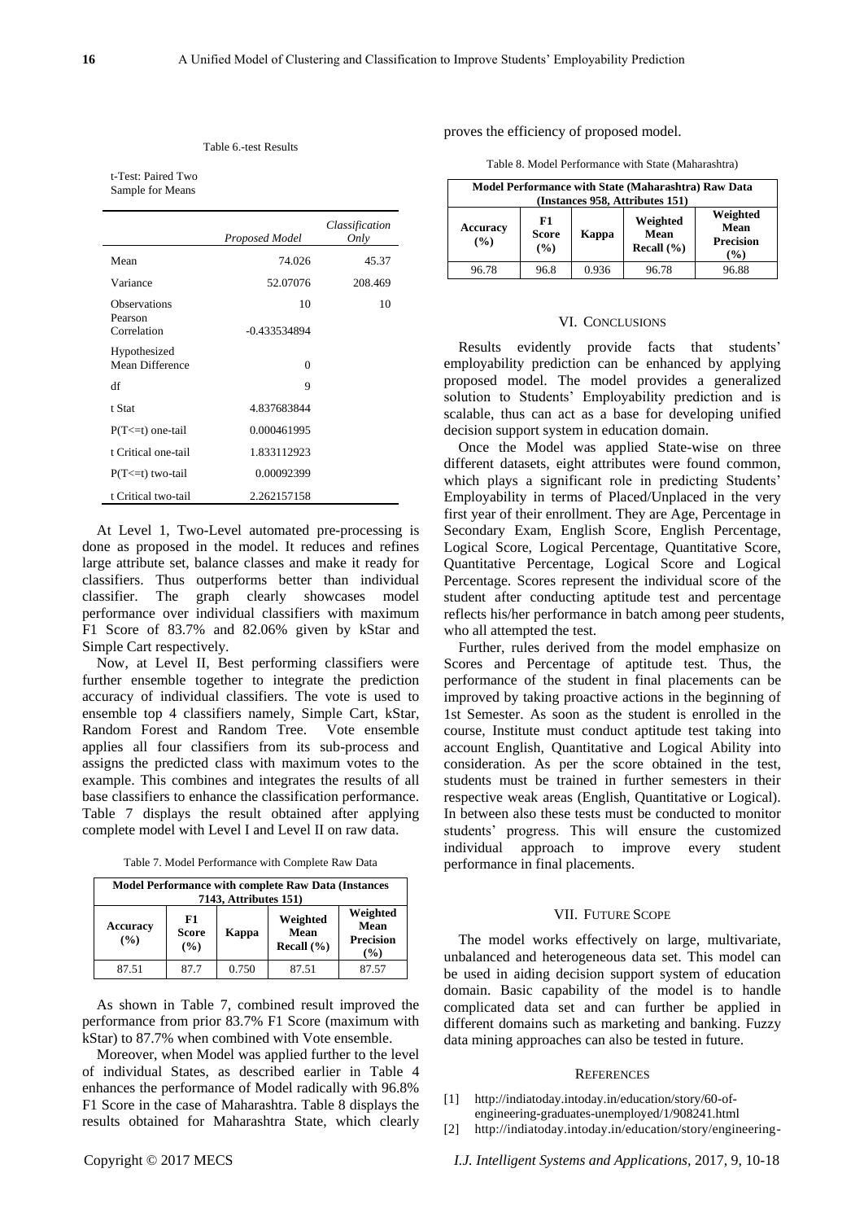Table 6.-test Results

t-Test: Paired Two Sample for Means

| | *Proposed Model* | *Classification Only* |
|---|---|---|
| Mean | 74.026 | 45.37 |
| Variance | 52.07076 | 208.469 |
| Observations | 10 | 10 |
| Pearson Correlation | -0.433534894 | |
| Hypothesized Mean Difference | 0 | |
| df | 9 | |
| t Stat | 4.837683844 | |
| P(T<=t) one-tail | 0.000461995 | |
| t Critical one-tail | 1.833112923 | |
| P(T<=t) two-tail | 0.00092399 | |
| t Critical two-tail | 2.262157158 | |

At Level 1, Two-Level automated pre-processing is done as proposed in the model. It reduces and refines large attribute set, balance classes and make it ready for classifiers. Thus outperforms better than individual classifier. The graph clearly showcases model performance over individual classifiers with maximum F1 Score of 83.7% and 82.06% given by kStar and Simple Cart respectively.

Now, at Level II, Best performing classifiers were further ensemble together to integrate the prediction accuracy of individual classifiers. The vote is used to ensemble top 4 classifiers namely, Simple Cart, kStar, Random Forest and Random Tree. Vote ensemble applies all four classifiers from its sub-process and assigns the predicted class with maximum votes to the example. This combines and integrates the results of all base classifiers to enhance the classification performance. Table 7 displays the result obtained after applying complete model with Level I and Level II on raw data.

Table 7. Model Performance with Complete Raw Data

| **Model Performance with complete Raw Data (Instances 7143, Attributes 151)** | | | | |
|---|---|---|---|---|
| **Accuracy (%)** | **F1 Score (%)** | **Kappa** | **Weighted Mean Recall (%)** | **Weighted Mean Precision (%)** |
| 87.51 | 87.7 | 0.750 | 87.51 | 87.57 |

As shown in Table 7, combined result improved the performance from prior 83.7% F1 Score (maximum with kStar) to 87.7% when combined with Vote ensemble.

Moreover, when Model was applied further to the level of individual States, as described earlier in Table 4 enhances the performance of Model radically with 96.8% F1 Score in the case of Maharashtra. Table 8 displays the results obtained for Maharashtra State, which clearly proves the efficiency of proposed model.

Table 8. Model Performance with State (Maharashtra)

| **Model Performance with State (Maharashtra) Raw Data (Instances 958, Attributes 151)** | | | | |
|---|---|---|---|---|
| **Accuracy (%)** | **F1 Score (%)** | **Kappa** | **Weighted Mean Recall (%)** | **Weighted Mean Precision (%)** |
| 96.78 | 96.8 | 0.936 | 96.78 | 96.88 |

## VI. Conclusions

Results evidently provide facts that students' employability prediction can be enhanced by applying proposed model. The model provides a generalized solution to Students' Employability prediction and is scalable, thus can act as a base for developing unified decision support system in education domain.

Once the Model was applied State-wise on three different datasets, eight attributes were found common, which plays a significant role in predicting Students' Employability in terms of Placed/Unplaced in the very first year of their enrollment. They are Age, Percentage in Secondary Exam, English Score, English Percentage, Logical Score, Logical Percentage, Quantitative Score, Quantitative Percentage, Logical Score and Logical Percentage. Scores represent the individual score of the student after conducting aptitude test and percentage reflects his/her performance in batch among peer students, who all attempted the test.

Further, rules derived from the model emphasize on Scores and Percentage of aptitude test. Thus, the performance of the student in final placements can be improved by taking proactive actions in the beginning of 1st Semester. As soon as the student is enrolled in the course, Institute must conduct aptitude test taking into account English, Quantitative and Logical Ability into consideration. As per the score obtained in the test, students must be trained in further semesters in their respective weak areas (English, Quantitative or Logical). In between also these tests must be conducted to monitor students' progress. This will ensure the customized individual approach to improve every student performance in final placements.

## VII. Future Scope

The model works effectively on large, multivariate, unbalanced and heterogeneous data set. This model can be used in aiding decision support system of education domain. Basic capability of the model is to handle complicated data set and can further be applied in different domains such as marketing and banking. Fuzzy data mining approaches can also be tested in future.

## References

[1] http://indiatoday.intoday.in/education/story/60-of-engineering-graduates-unemployed/1/908241.html

[2] http://indiatoday.intoday.in/education/story/engineering-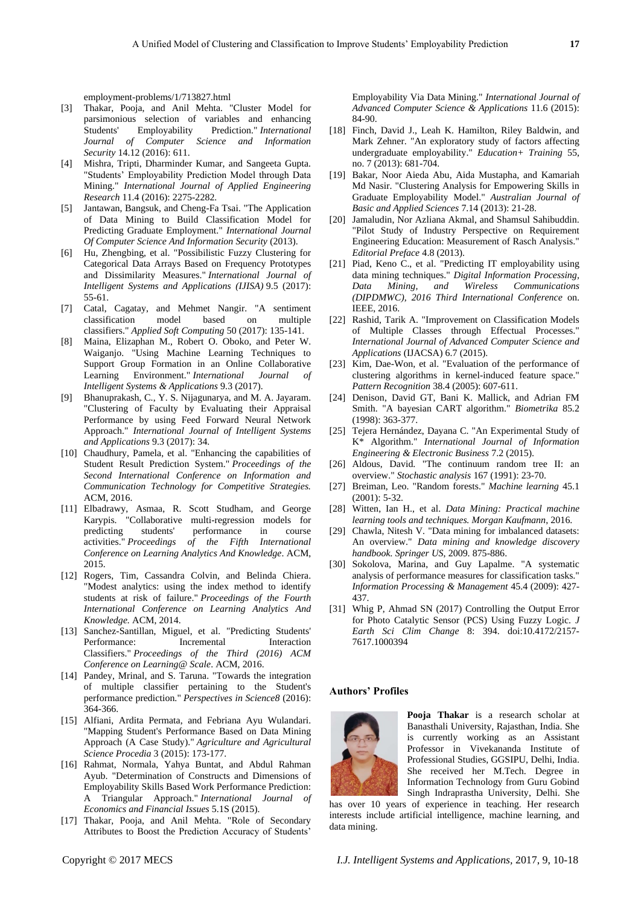employment-problems/1/713827.html

[3] Thakar, Pooja, and Anil Mehta. "Cluster Model for parsimonious selection of variables and enhancing Students' Employability Prediction." *International Journal of Computer Science and Information Security* 14.12 (2016): 611.

[4] Mishra, Tripti, Dharminder Kumar, and Sangeeta Gupta. "Students' Employability Prediction Model through Data Mining." *International Journal of Applied Engineering Research* 11.4 (2016): 2275-2282.

[5] Jantawan, Bangsuk, and Cheng-Fa Tsai. "The Application of Data Mining to Build Classification Model for Predicting Graduate Employment." *International Journal Of Computer Science And Information Security* (2013).

[6] Hu, Zhengbing, et al. "Possibilistic Fuzzy Clustering for Categorical Data Arrays Based on Frequency Prototypes and Dissimilarity Measures." *International Journal of Intelligent Systems and Applications (IJISA)* 9.5 (2017): 55-61.

[7] Catal, Cagatay, and Mehmet Nangir. "A sentiment classification model based on multiple classifiers." *Applied Soft Computing* 50 (2017): 135-141.

[8] Maina, Elizaphan M., Robert O. Oboko, and Peter W. Waiganjo. "Using Machine Learning Techniques to Support Group Formation in an Online Collaborative Learning Environment." *International Journal of Intelligent Systems & Applications* 9.3 (2017).

[9] Bhanuprakash, C., Y. S. Nijagunarya, and M. A. Jayaram. "Clustering of Faculty by Evaluating their Appraisal Performance by using Feed Forward Neural Network Approach." *International Journal of Intelligent Systems and Applications* 9.3 (2017): 34.

[10] Chaudhury, Pamela, et al. "Enhancing the capabilities of Student Result Prediction System." *Proceedings of the Second International Conference on Information and Communication Technology for Competitive Strategies.* ACM, 2016.

[11] Elbadrawy, Asmaa, R. Scott Studham, and George Karypis. "Collaborative multi-regression models for predicting students' performance in course activities." *Proceedings of the Fifth International Conference on Learning Analytics And Knowledge*. ACM, 2015.

[12] Rogers, Tim, Cassandra Colvin, and Belinda Chiera. "Modest analytics: using the index method to identify students at risk of failure." *Proceedings of the Fourth International Conference on Learning Analytics And Knowledge.* ACM, 2014.

[13] Sanchez-Santillan, Miguel, et al. "Predicting Students' Performance: Incremental Interaction Classifiers." *Proceedings of the Third (2016) ACM Conference on Learning@ Scale*. ACM, 2016.

[14] Pandey, Mrinal, and S. Taruna. "Towards the integration of multiple classifier pertaining to the Student's performance prediction." *Perspectives in Science8* (2016): 364-366.

[15] Alfiani, Ardita Permata, and Febriana Ayu Wulandari. "Mapping Student's Performance Based on Data Mining Approach (A Case Study)." *Agriculture and Agricultural Science Procedia* 3 (2015): 173-177.

[16] Rahmat, Normala, Yahya Buntat, and Abdul Rahman Ayub. "Determination of Constructs and Dimensions of Employability Skills Based Work Performance Prediction: A Triangular Approach." *International Journal of Economics and Financial Issues* 5.1S (2015).

[17] Thakar, Pooja, and Anil Mehta. "Role of Secondary Attributes to Boost the Prediction Accuracy of Students' Employability Via Data Mining." *International Journal of Advanced Computer Science & Applications* 11.6 (2015): 84-90.

[18] Finch, David J., Leah K. Hamilton, Riley Baldwin, and Mark Zehner. "An exploratory study of factors affecting undergraduate employability." *Education+ Training* 55, no. 7 (2013): 681-704.

[19] Bakar, Noor Aieda Abu, Aida Mustapha, and Kamariah Md Nasir. "Clustering Analysis for Empowering Skills in Graduate Employability Model." *Australian Journal of Basic and Applied Sciences* 7.14 (2013): 21-28.

[20] Jamaludin, Nor Azliana Akmal, and Shamsul Sahibuddin. "Pilot Study of Industry Perspective on Requirement Engineering Education: Measurement of Rasch Analysis." *Editorial Preface* 4.8 (2013).

[21] Piad, Keno C., et al. "Predicting IT employability using data mining techniques." *Digital Information Processing, Data Mining, and Wireless Communications (DIPDMWC), 2016 Third International Conference* on. IEEE, 2016.

[22] Rashid, Tarik A. "Improvement on Classification Models of Multiple Classes through Effectual Processes." *International Journal of Advanced Computer Science and Applications* (IJACSA) 6.7 (2015).

[23] Kim, Dae-Won, et al. "Evaluation of the performance of clustering algorithms in kernel-induced feature space." *Pattern Recognition* 38.4 (2005): 607-611.

[24] Denison, David GT, Bani K. Mallick, and Adrian FM Smith. "A bayesian CART algorithm." *Biometrika* 85.2 (1998): 363-377.

[25] Tejera Hernández, Dayana C. "An Experimental Study of K* Algorithm." *International Journal of Information Engineering & Electronic Business* 7.2 (2015).

[26] Aldous, David. "The continuum random tree II: an overview." *Stochastic analysis* 167 (1991): 23-70.

[27] Breiman, Leo. "Random forests." *Machine learning* 45.1 (2001): 5-32.

[28] Witten, Ian H., et al. *Data Mining: Practical machine learning tools and techniques. Morgan Kaufmann*, 2016.

[29] Chawla, Nitesh V. "Data mining for imbalanced datasets: An overview." *Data mining and knowledge discovery handbook. Springer US*, 2009. 875-886.

[30] Sokolova, Marina, and Guy Lapalme. "A systematic analysis of performance measures for classification tasks." *Information Processing & Management* 45.4 (2009): 427-437.

[31] Whig P, Ahmad SN (2017) Controlling the Output Error for Photo Catalytic Sensor (PCS) Using Fuzzy Logic. *J Earth Sci Clim Change* 8: 394. doi:10.4172/2157-7617.1000394

## Authors' Profiles

**Pooja Thakar** is a research scholar at Banasthali University, Rajasthan, India. She is currently working as an Assistant Professor in Vivekananda Institute of Professional Studies, GGSIPU, Delhi, India. She received her M.Tech. Degree in Information Technology from Guru Gobind Singh Indraprastha University, Delhi. She has over 10 years of experience in teaching. Her research interests include artificial intelligence, machine learning, and data mining.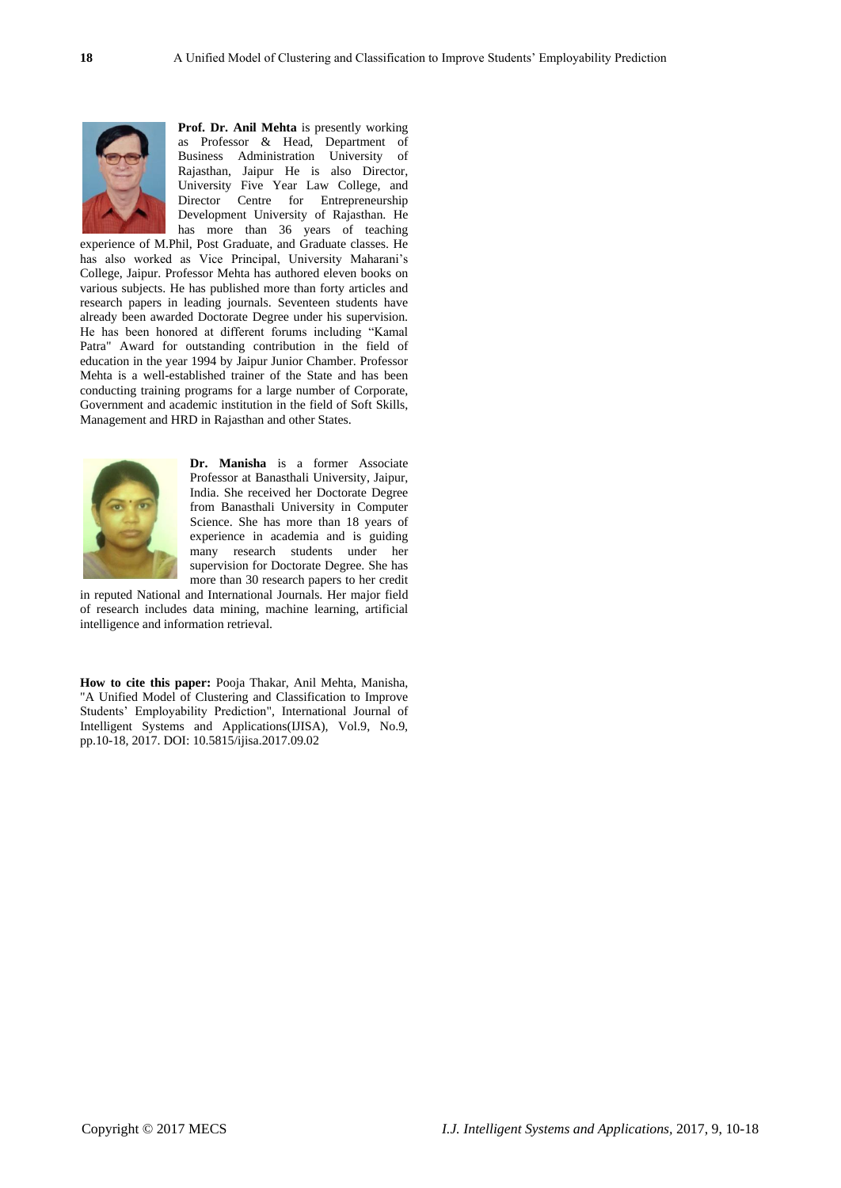**Prof. Dr. Anil Mehta** is presently working as Professor & Head, Department of Business Administration University of Rajasthan, Jaipur He is also Director, University Five Year Law College, and Director Centre for Entrepreneurship Development University of Rajasthan. He has more than 36 years of teaching experience of M.Phil, Post Graduate, and Graduate classes. He has also worked as Vice Principal, University Maharani's College, Jaipur. Professor Mehta has authored eleven books on various subjects. He has published more than forty articles and research papers in leading journals. Seventeen students have already been awarded Doctorate Degree under his supervision. He has been honored at different forums including "Kamal Patra" Award for outstanding contribution in the field of education in the year 1994 by Jaipur Junior Chamber. Professor Mehta is a well-established trainer of the State and has been conducting training programs for a large number of Corporate, Government and academic institution in the field of Soft Skills, Management and HRD in Rajasthan and other States.

**Dr. Manisha** is a former Associate Professor at Banasthali University, Jaipur, India. She received her Doctorate Degree from Banasthali University in Computer Science. She has more than 18 years of experience in academia and is guiding many research students under her supervision for Doctorate Degree. She has more than 30 research papers to her credit in reputed National and International Journals. Her major field of research includes data mining, machine learning, artificial intelligence and information retrieval.

**How to cite this paper:** Pooja Thakar, Anil Mehta, Manisha, "A Unified Model of Clustering and Classification to Improve Students' Employability Prediction", International Journal of Intelligent Systems and Applications(IJISA), Vol.9, No.9, pp.10-18, 2017. DOI: 10.5815/ijisa.2017.09.02